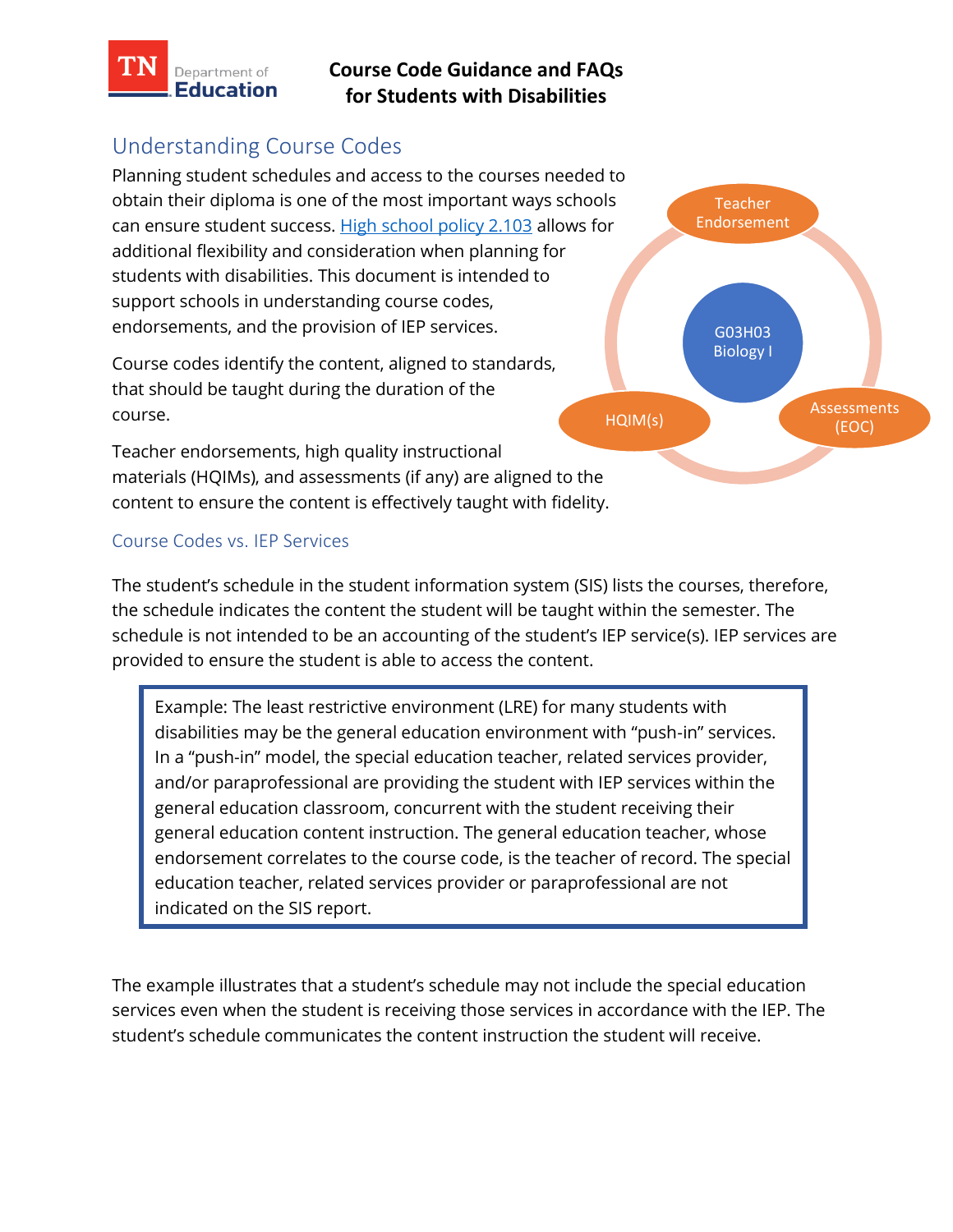# Course Code Guidance and FAQs for Students with Disabilities

## Understanding Course Codes

Planning student schedules and access to the courses needed to obtain their diploma is one of the most important ways schools can ensure student success. [High school policy 2.103](#) allows for additional flexibility and consideration when planning for students with disabilities. This document is intended to support schools in understanding course codes, endorsements, and the provision of IEP services.

Course codes identify the content, aligned to standards, that should be taught during the duration of the course.

Teacher
Endorsement

G03H03
Biology I

HQIM(s)

Assessments
(EOC)

Teacher endorsements, high quality instructional materials (HQIMs), and assessments (if any) are aligned to the content to ensure the content is effectively taught with fidelity.

### Course Codes vs. IEP Services

The student's schedule in the student information system (SIS) lists the courses, therefore, the schedule indicates the content the student will be taught within the semester. The schedule is not intended to be an accounting of the student's IEP service(s). IEP services are provided to ensure the student is able to access the content.

> Example: The least restrictive environment (LRE) for many students with disabilities may be the general education environment with "push-in" services. In a "push-in" model, the special education teacher, related services provider, and/or paraprofessional are providing the student with IEP services within the general education classroom, concurrent with the student receiving their general education content instruction. The general education teacher, whose endorsement correlates to the course code, is the teacher of record. The special education teacher, related services provider or paraprofessional are not indicated on the SIS report.

The example illustrates that a student's schedule may not include the special education services even when the student is receiving those services in accordance with the IEP. The student's schedule communicates the content instruction the student will receive.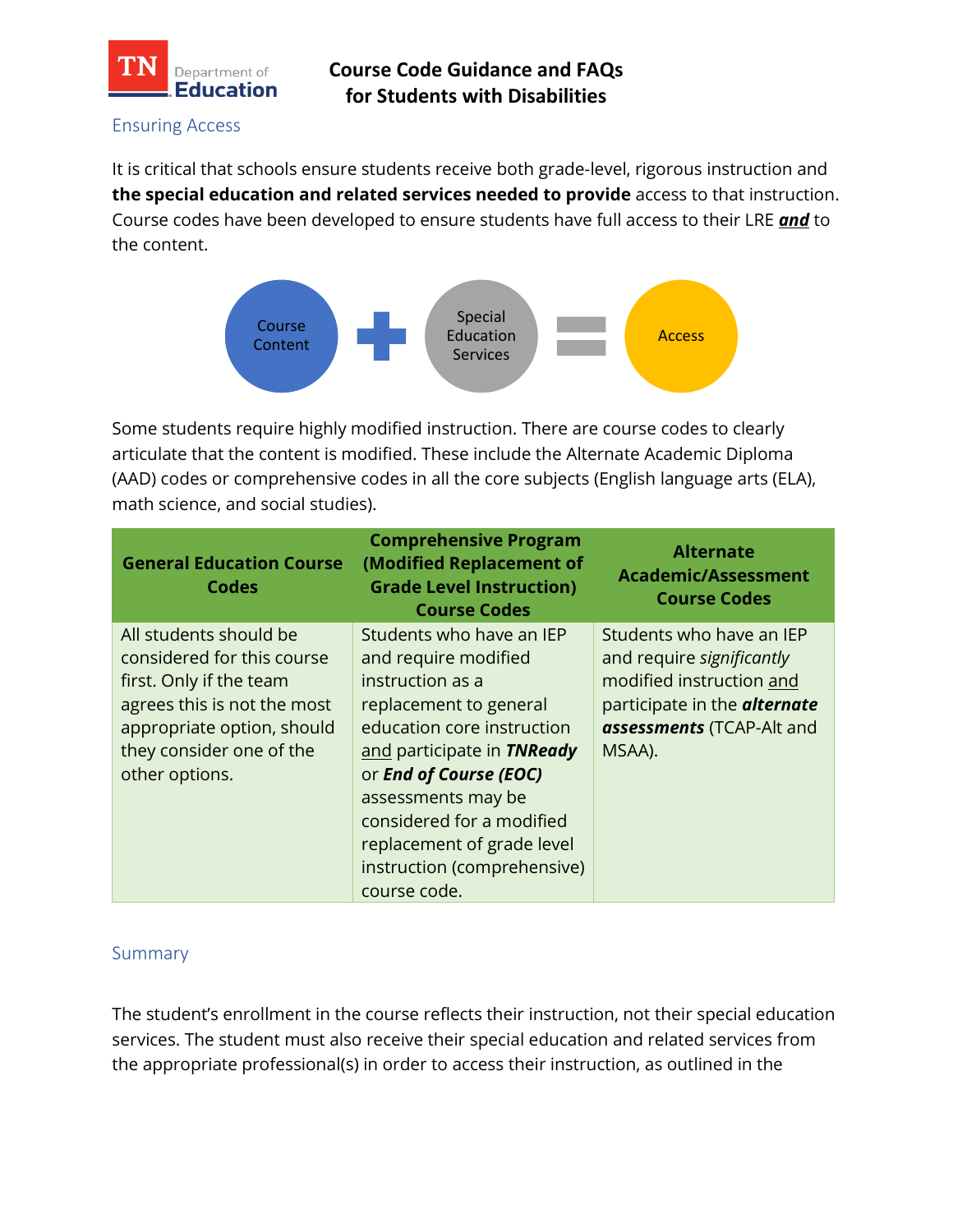# Course Code Guidance and FAQs for Students with Disabilities

## Ensuring Access

It is critical that schools ensure students receive both grade-level, rigorous instruction and **the special education and related services needed to provide** access to that instruction. Course codes have been developed to ensure students have full access to their LRE ***and*** to the content.

Course Content + Special Education Services = Access

Some students require highly modified instruction. There are course codes to clearly articulate that the content is modified. These include the Alternate Academic Diploma (AAD) codes or comprehensive codes in all the core subjects (English language arts (ELA), math science, and social studies).

| General Education Course Codes | Comprehensive Program (Modified Replacement of Grade Level Instruction) Course Codes | Alternate Academic/Assessment Course Codes |
|---|---|---|
| All students should be considered for this course first. Only if the team agrees this is not the most appropriate option, should they consider one of the other options. | Students who have an IEP and require modified instruction as a replacement to general education core instruction and participate in ***TNReady*** or ***End of Course (EOC)*** assessments may be considered for a modified replacement of grade level instruction (comprehensive) course code. | Students who have an IEP and require *significantly* modified instruction and participate in the ***alternate assessments*** (TCAP-Alt and MSAA). |

## Summary

The student's enrollment in the course reflects their instruction, not their special education services. The student must also receive their special education and related services from the appropriate professional(s) in order to access their instruction, as outlined in the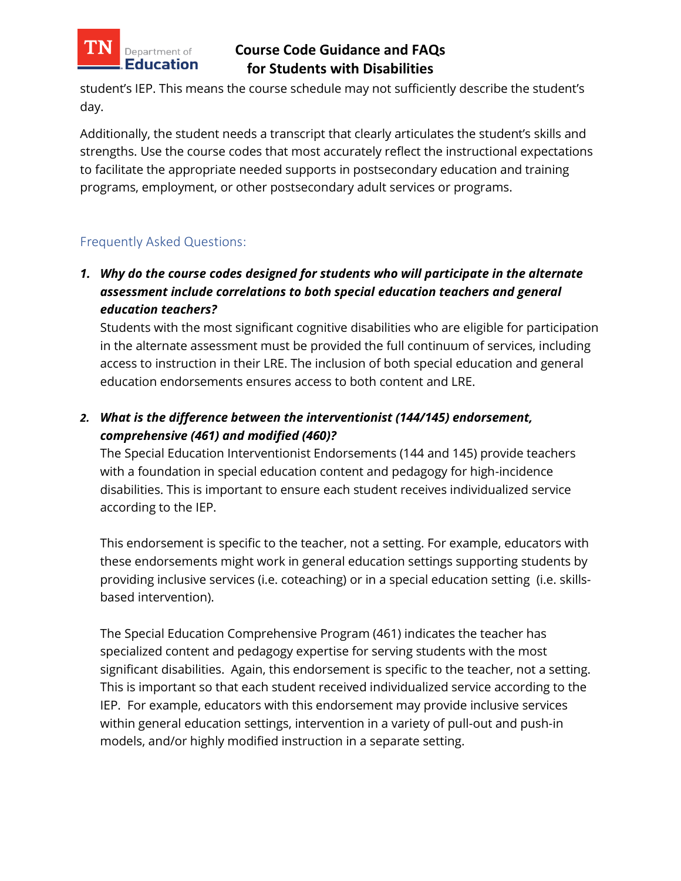student's IEP. This means the course schedule may not sufficiently describe the student's day.

Additionally, the student needs a transcript that clearly articulates the student's skills and strengths. Use the course codes that most accurately reflect the instructional expectations to facilitate the appropriate needed supports in postsecondary education and training programs, employment, or other postsecondary adult services or programs.

## Frequently Asked Questions:

1. ***Why do the course codes designed for students who will participate in the alternate assessment include correlations to both special education teachers and general education teachers?***

   Students with the most significant cognitive disabilities who are eligible for participation in the alternate assessment must be provided the full continuum of services, including access to instruction in their LRE. The inclusion of both special education and general education endorsements ensures access to both content and LRE.

2. ***What is the difference between the interventionist (144/145) endorsement, comprehensive (461) and modified (460)?***

   The Special Education Interventionist Endorsements (144 and 145) provide teachers with a foundation in special education content and pedagogy for high-incidence disabilities. This is important to ensure each student receives individualized service according to the IEP.

   This endorsement is specific to the teacher, not a setting. For example, educators with these endorsements might work in general education settings supporting students by providing inclusive services (i.e. coteaching) or in a special education setting (i.e. skills-based intervention).

   The Special Education Comprehensive Program (461) indicates the teacher has specialized content and pedagogy expertise for serving students with the most significant disabilities. Again, this endorsement is specific to the teacher, not a setting. This is important so that each student received individualized service according to the IEP. For example, educators with this endorsement may provide inclusive services within general education settings, intervention in a variety of pull-out and push-in models, and/or highly modified instruction in a separate setting.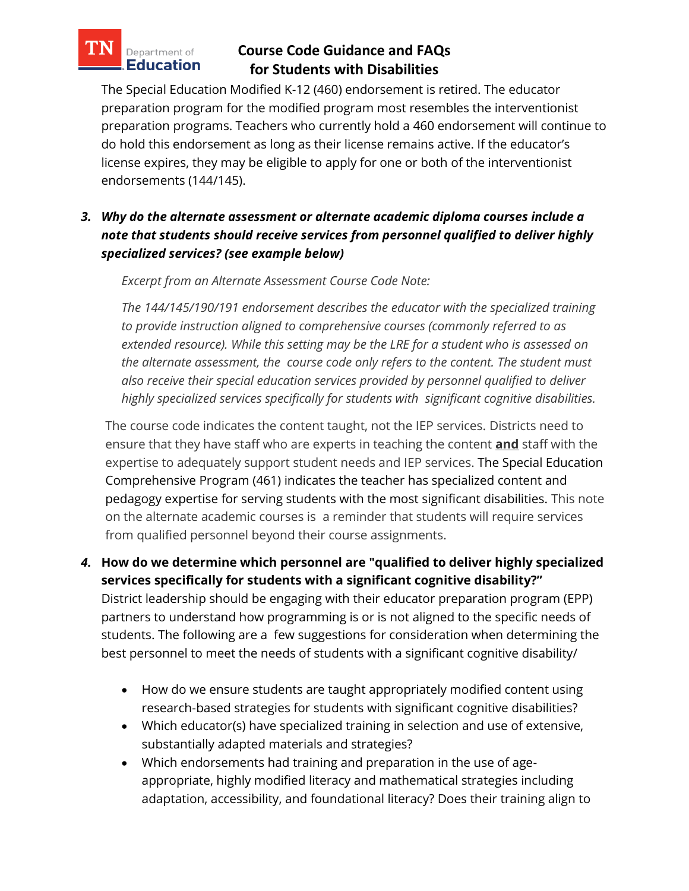The Special Education Modified K-12 (460) endorsement is retired. The educator preparation program for the modified program most resembles the interventionist preparation programs. Teachers who currently hold a 460 endorsement will continue to do hold this endorsement as long as their license remains active. If the educator's license expires, they may be eligible to apply for one or both of the interventionist endorsements (144/145).

3. ***Why do the alternate assessment or alternate academic diploma courses include a note that students should receive services from personnel qualified to deliver highly specialized services? (see example below)***

   *Excerpt from an Alternate Assessment Course Code Note:*

   *The 144/145/190/191 endorsement describes the educator with the specialized training to provide instruction aligned to comprehensive courses (commonly referred to as extended resource). While this setting may be the LRE for a student who is assessed on the alternate assessment, the course code only refers to the content. The student must also receive their special education services provided by personnel qualified to deliver highly specialized services specifically for students with significant cognitive disabilities.*

   The course code indicates the content taught, not the IEP services. Districts need to ensure that they have staff who are experts in teaching the content **and** staff with the expertise to adequately support student needs and IEP services. The Special Education Comprehensive Program (461) indicates the teacher has specialized content and pedagogy expertise for serving students with the most significant disabilities. This note on the alternate academic courses is a reminder that students will require services from qualified personnel beyond their course assignments.

4. ***How do we determine which personnel are "qualified to deliver highly specialized services specifically for students with a significant cognitive disability?"***
   District leadership should be engaging with their educator preparation program (EPP) partners to understand how programming is or is not aligned to the specific needs of students. The following are a few suggestions for consideration when determining the best personnel to meet the needs of students with a significant cognitive disability/

   - How do we ensure students are taught appropriately modified content using research-based strategies for students with significant cognitive disabilities?
   - Which educator(s) have specialized training in selection and use of extensive, substantially adapted materials and strategies?
   - Which endorsements had training and preparation in the use of age-appropriate, highly modified literacy and mathematical strategies including adaptation, accessibility, and foundational literacy? Does their training align to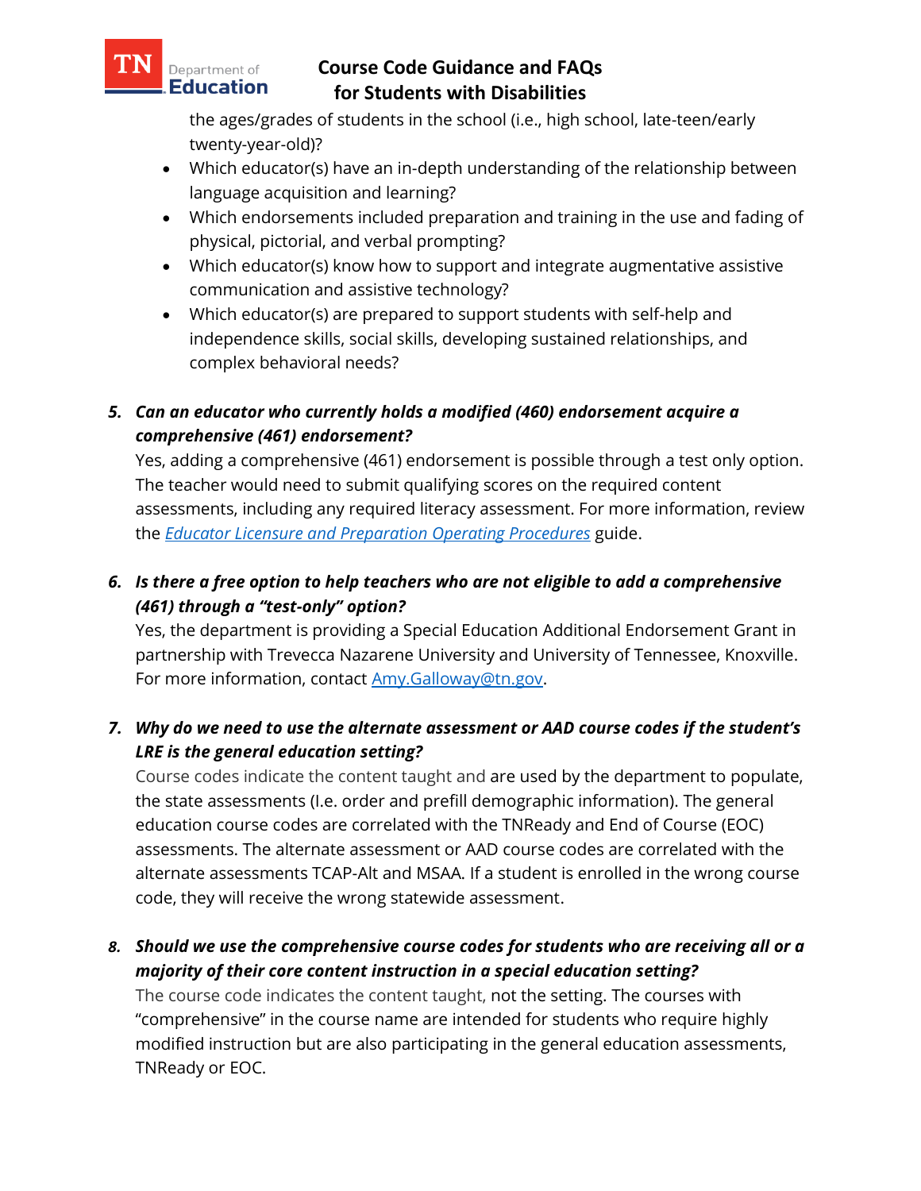the ages/grades of students in the school (i.e., high school, late-teen/early twenty-year-old)?

- Which educator(s) have an in-depth understanding of the relationship between language acquisition and learning?
- Which endorsements included preparation and training in the use and fading of physical, pictorial, and verbal prompting?
- Which educator(s) know how to support and integrate augmentative assistive communication and assistive technology?
- Which educator(s) are prepared to support students with self-help and independence skills, social skills, developing sustained relationships, and complex behavioral needs?

5. ***Can an educator who currently holds a modified (460) endorsement acquire a comprehensive (461) endorsement?***

   Yes, adding a comprehensive (461) endorsement is possible through a test only option. The teacher would need to submit qualifying scores on the required content assessments, including any required literacy assessment. For more information, review the *Educator Licensure and Preparation Operating Procedures* guide.

6. ***Is there a free option to help teachers who are not eligible to add a comprehensive (461) through a "test-only" option?***

   Yes, the department is providing a Special Education Additional Endorsement Grant in partnership with Trevecca Nazarene University and University of Tennessee, Knoxville. For more information, contact Amy.Galloway@tn.gov.

7. ***Why do we need to use the alternate assessment or AAD course codes if the student's LRE is the general education setting?***

   Course codes indicate the content taught and are used by the department to populate, the state assessments (I.e. order and prefill demographic information). The general education course codes are correlated with the TNReady and End of Course (EOC) assessments. The alternate assessment or AAD course codes are correlated with the alternate assessments TCAP-Alt and MSAA. If a student is enrolled in the wrong course code, they will receive the wrong statewide assessment.

8. ***Should we use the comprehensive course codes for students who are receiving all or a majority of their core content instruction in a special education setting?***

   The course code indicates the content taught, not the setting. The courses with "comprehensive" in the course name are intended for students who require highly modified instruction but are also participating in the general education assessments, TNReady or EOC.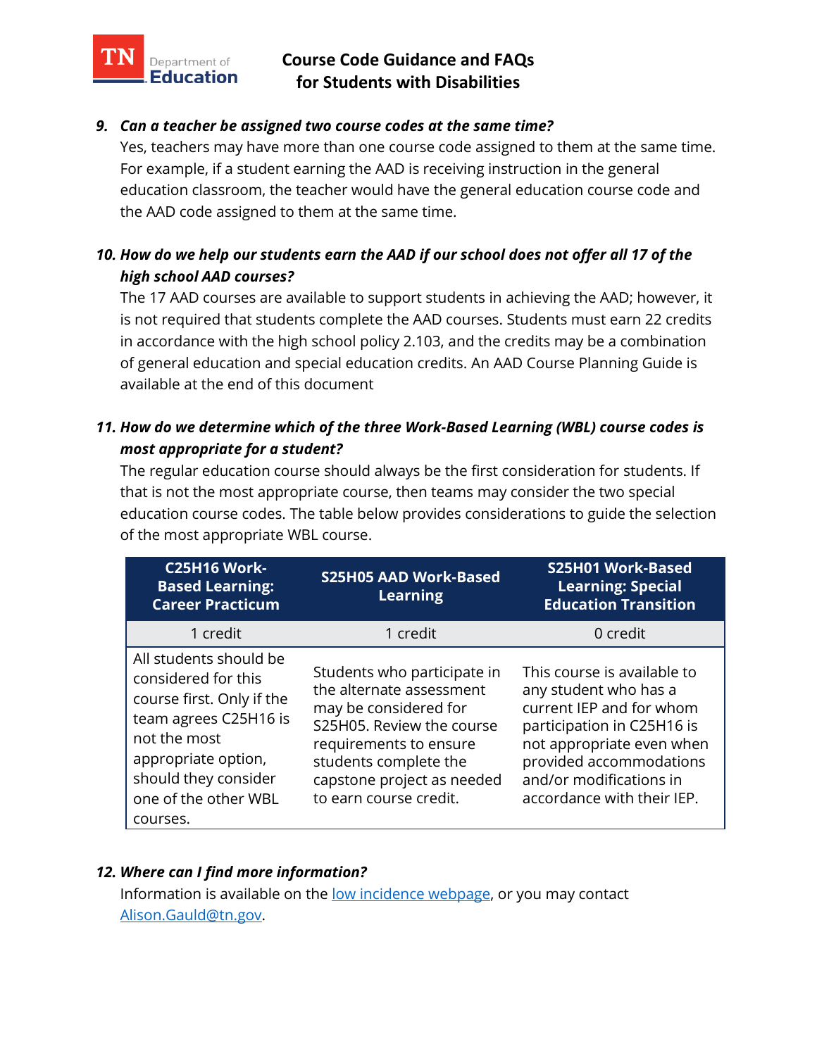9. ***Can a teacher be assigned two course codes at the same time?***
   Yes, teachers may have more than one course code assigned to them at the same time. For example, if a student earning the AAD is receiving instruction in the general education classroom, the teacher would have the general education course code and the AAD code assigned to them at the same time.

10. ***How do we help our students earn the AAD if our school does not offer all 17 of the high school AAD courses?***
    The 17 AAD courses are available to support students in achieving the AAD; however, it is not required that students complete the AAD courses. Students must earn 22 credits in accordance with the high school policy 2.103, and the credits may be a combination of general education and special education credits. An AAD Course Planning Guide is available at the end of this document

11. ***How do we determine which of the three Work-Based Learning (WBL) course codes is most appropriate for a student?***
    The regular education course should always be the first consideration for students. If that is not the most appropriate course, then teams may consider the two special education course codes. The table below provides considerations to guide the selection of the most appropriate WBL course.

| C25H16 Work-Based Learning: Career Practicum | S25H05 AAD Work-Based Learning | S25H01 Work-Based Learning: Special Education Transition |
|---|---|---|
| 1 credit | 1 credit | 0 credit |
| All students should be considered for this course first. Only if the team agrees C25H16 is not the most appropriate option, should they consider one of the other WBL courses. | Students who participate in the alternate assessment may be considered for S25H05. Review the course requirements to ensure students complete the capstone project as needed to earn course credit. | This course is available to any student who has a current IEP and for whom participation in C25H16 is not appropriate even when provided accommodations and/or modifications in accordance with their IEP. |

12. ***Where can I find more information?***
    Information is available on the low incidence webpage, or you may contact Alison.Gauld@tn.gov.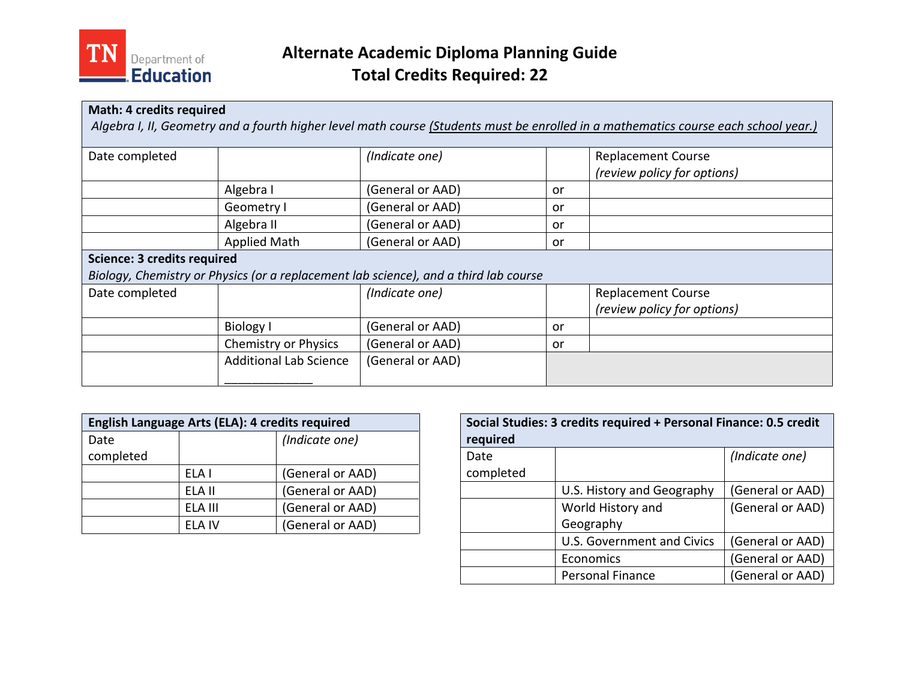# Alternate Academic Diploma Planning Guide

## Total Credits Required: 22

| **Math: 4 credits required** *Algebra I, II, Geometry and a fourth higher level math course* *(Students must be enrolled in a mathematics course each school year.)* | | | | |
|---|---|---|---|---|
| Date completed | | *(Indicate one)* | | Replacement Course *(review policy for options)* |
| | Algebra I | (General or AAD) | or | |
| | Geometry I | (General or AAD) | or | |
| | Algebra II | (General or AAD) | or | |
| | Applied Math | (General or AAD) | or | |
| **Science: 3 credits required** *Biology, Chemistry or Physics (or a replacement lab science), and a third lab course* | | | | |
| Date completed | | *(Indicate one)* | | Replacement Course *(review policy for options)* |
| | Biology I | (General or AAD) | or | |
| | Chemistry or Physics | (General or AAD) | or | |
| | Additional Lab Science _____________ | (General or AAD) | | |

| **English Language Arts (ELA): 4 credits required** | | |
|---|---|---|
| Date completed | | *(Indicate one)* |
| | ELA I | (General or AAD) |
| | ELA II | (General or AAD) |
| | ELA III | (General or AAD) |
| | ELA IV | (General or AAD) |

| **Social Studies: 3 credits required + Personal Finance: 0.5 credit required** | | |
|---|---|---|
| Date completed | | *(Indicate one)* |
| | U.S. History and Geography | (General or AAD) |
| | World History and Geography | (General or AAD) |
| | U.S. Government and Civics | (General or AAD) |
| | Economics | (General or AAD) |
| | Personal Finance | (General or AAD) |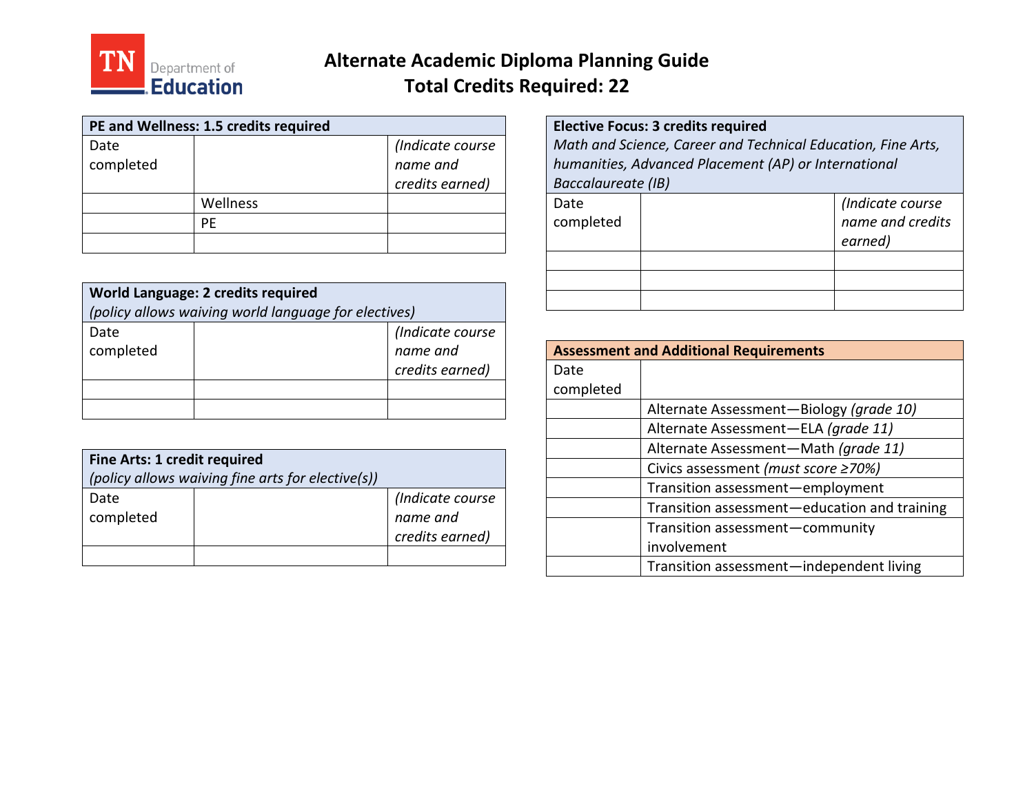# Alternate Academic Diploma Planning Guide

## Total Credits Required: 22

| PE and Wellness: 1.5 credits required | | |
|---|---|---|
| Date completed | | *(Indicate course name and credits earned)* |
| | Wellness | |
| | PE | |
| | | |

| World Language: 2 credits required *(policy allows waiving world language for electives)* | | |
|---|---|---|
| Date completed | | *(Indicate course name and credits earned)* |
| | | |
| | | |

| Fine Arts: 1 credit required *(policy allows waiving fine arts for elective(s))* | | |
|---|---|---|
| Date completed | | *(Indicate course name and credits earned)* |
| | | |

| Elective Focus: 3 credits required *Math and Science, Career and Technical Education, Fine Arts, humanities, Advanced Placement (AP) or International Baccalaureate (IB)* | | |
|---|---|---|
| Date completed | | *(Indicate course name and credits earned)* |
| | | |
| | | |
| | | |

| Assessment and Additional Requirements | |
|---|---|
| Date completed | |
| | Alternate Assessment—Biology *(grade 10)* |
| | Alternate Assessment—ELA *(grade 11)* |
| | Alternate Assessment—Math *(grade 11)* |
| | Civics assessment *(must score ≥70%)* |
| | Transition assessment—employment |
| | Transition assessment—education and training |
| | Transition assessment—community involvement |
| | Transition assessment—independent living |